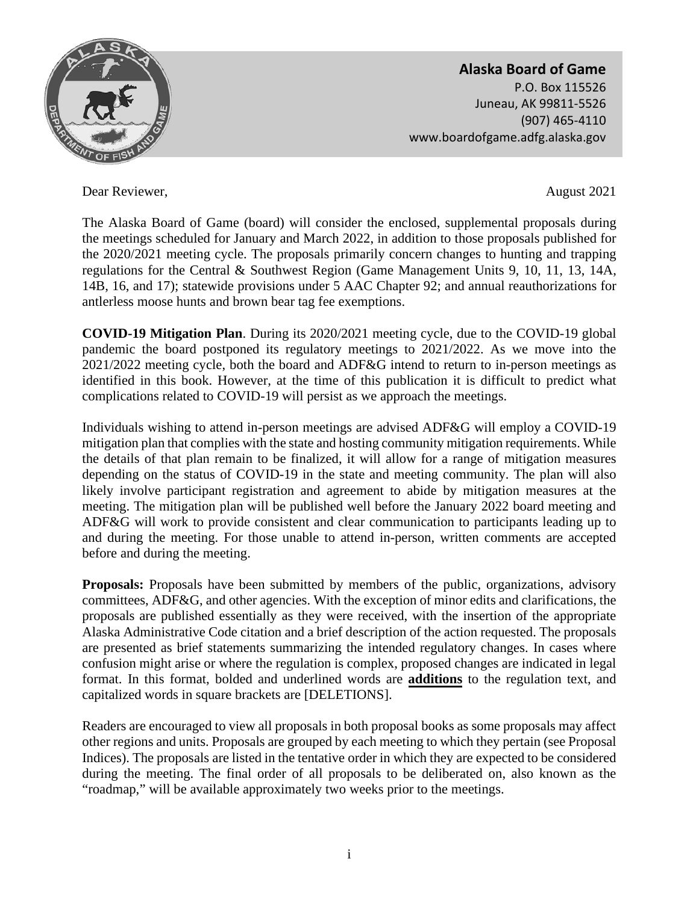**Alaska Board of Game**
P.O. Box 115526
Juneau, AK 99811-5526
(907) 465-4110
www.boardofgame.adfg.alaska.gov

Dear Reviewer, August 2021

The Alaska Board of Game (board) will consider the enclosed, supplemental proposals during the meetings scheduled for January and March 2022, in addition to those proposals published for the 2020/2021 meeting cycle. The proposals primarily concern changes to hunting and trapping regulations for the Central & Southwest Region (Game Management Units 9, 10, 11, 13, 14A, 14B, 16, and 17); statewide provisions under 5 AAC Chapter 92; and annual reauthorizations for antlerless moose hunts and brown bear tag fee exemptions.

**COVID-19 Mitigation Plan**. During its 2020/2021 meeting cycle, due to the COVID-19 global pandemic the board postponed its regulatory meetings to 2021/2022. As we move into the 2021/2022 meeting cycle, both the board and ADF&G intend to return to in-person meetings as identified in this book. However, at the time of this publication it is difficult to predict what complications related to COVID-19 will persist as we approach the meetings.

Individuals wishing to attend in-person meetings are advised ADF&G will employ a COVID-19 mitigation plan that complies with the state and hosting community mitigation requirements. While the details of that plan remain to be finalized, it will allow for a range of mitigation measures depending on the status of COVID-19 in the state and meeting community. The plan will also likely involve participant registration and agreement to abide by mitigation measures at the meeting. The mitigation plan will be published well before the January 2022 board meeting and ADF&G will work to provide consistent and clear communication to participants leading up to and during the meeting. For those unable to attend in-person, written comments are accepted before and during the meeting.

**Proposals:** Proposals have been submitted by members of the public, organizations, advisory committees, ADF&G, and other agencies. With the exception of minor edits and clarifications, the proposals are published essentially as they were received, with the insertion of the appropriate Alaska Administrative Code citation and a brief description of the action requested. The proposals are presented as brief statements summarizing the intended regulatory changes. In cases where confusion might arise or where the regulation is complex, proposed changes are indicated in legal format. In this format, bolded and underlined words are <u>**additions**</u> to the regulation text, and capitalized words in square brackets are [DELETIONS].

Readers are encouraged to view all proposals in both proposal books as some proposals may affect other regions and units. Proposals are grouped by each meeting to which they pertain (see Proposal Indices). The proposals are listed in the tentative order in which they are expected to be considered during the meeting. The final order of all proposals to be deliberated on, also known as the "roadmap," will be available approximately two weeks prior to the meetings.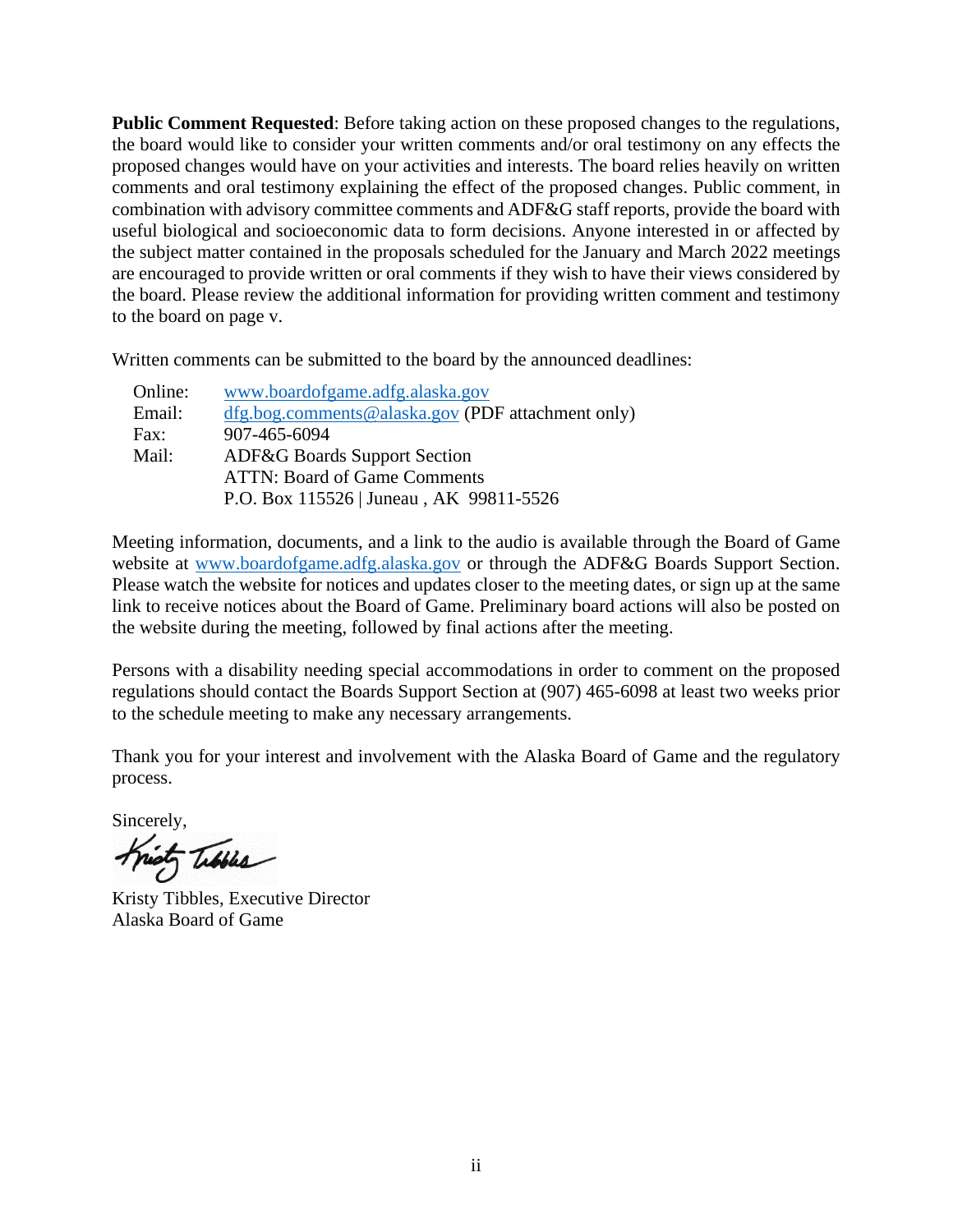**Public Comment Requested**: Before taking action on these proposed changes to the regulations, the board would like to consider your written comments and/or oral testimony on any effects the proposed changes would have on your activities and interests. The board relies heavily on written comments and oral testimony explaining the effect of the proposed changes. Public comment, in combination with advisory committee comments and ADF&G staff reports, provide the board with useful biological and socioeconomic data to form decisions. Anyone interested in or affected by the subject matter contained in the proposals scheduled for the January and March 2022 meetings are encouraged to provide written or oral comments if they wish to have their views considered by the board. Please review the additional information for providing written comment and testimony to the board on page v.

Written comments can be submitted to the board by the announced deadlines:

| | |
|---|---|
| Online: | www.boardofgame.adfg.alaska.gov |
| Email: | dfg.bog.comments@alaska.gov (PDF attachment only) |
| Fax: | 907-465-6094 |
| Mail: | ADF&G Boards Support Section<br>ATTN: Board of Game Comments<br>P.O. Box 115526 \| Juneau , AK 99811-5526 |

Meeting information, documents, and a link to the audio is available through the Board of Game website at www.boardofgame.adfg.alaska.gov or through the ADF&G Boards Support Section. Please watch the website for notices and updates closer to the meeting dates, or sign up at the same link to receive notices about the Board of Game. Preliminary board actions will also be posted on the website during the meeting, followed by final actions after the meeting.

Persons with a disability needing special accommodations in order to comment on the proposed regulations should contact the Boards Support Section at (907) 465-6098 at least two weeks prior to the schedule meeting to make any necessary arrangements.

Thank you for your interest and involvement with the Alaska Board of Game and the regulatory process.

Sincerely,

Kristy Tibbles, Executive Director
Alaska Board of Game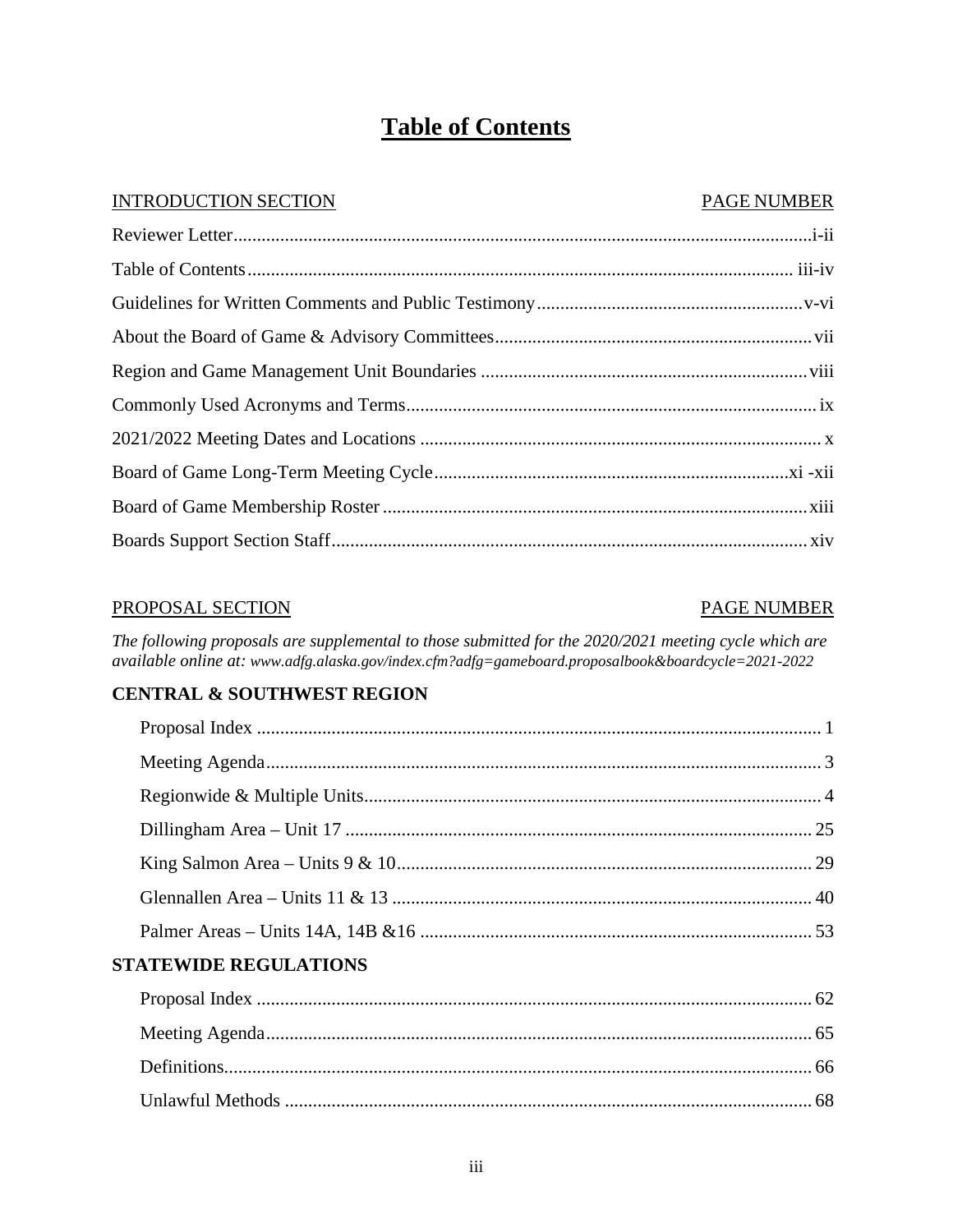# Table of Contents

| INTRODUCTION SECTION | PAGE NUMBER |
| --- | --- |
| Reviewer Letter | i-ii |
| Table of Contents | iii-iv |
| Guidelines for Written Comments and Public Testimony | v-vi |
| About the Board of Game & Advisory Committees | vii |
| Region and Game Management Unit Boundaries | viii |
| Commonly Used Acronyms and Terms | ix |
| 2021/2022 Meeting Dates and Locations | x |
| Board of Game Long-Term Meeting Cycle | xi -xii |
| Board of Game Membership Roster | xiii |
| Boards Support Section Staff | xiv |

| PROPOSAL SECTION | PAGE NUMBER |
| --- | --- |

*The following proposals are supplemental to those submitted for the 2020/2021 meeting cycle which are available online at: www.adfg.alaska.gov/index.cfm?adfg=gameboard.proposalbook&boardcycle=2021-2022*

**CENTRAL & SOUTHWEST REGION**

| | |
| --- | --- |
| Proposal Index | 1 |
| Meeting Agenda | 3 |
| Regionwide & Multiple Units | 4 |
| Dillingham Area – Unit 17 | 25 |
| King Salmon Area – Units 9 & 10 | 29 |
| Glennallen Area – Units 11 & 13 | 40 |
| Palmer Areas – Units 14A, 14B &16 | 53 |

**STATEWIDE REGULATIONS**

| | |
| --- | --- |
| Proposal Index | 62 |
| Meeting Agenda | 65 |
| Definitions | 66 |
| Unlawful Methods | 68 |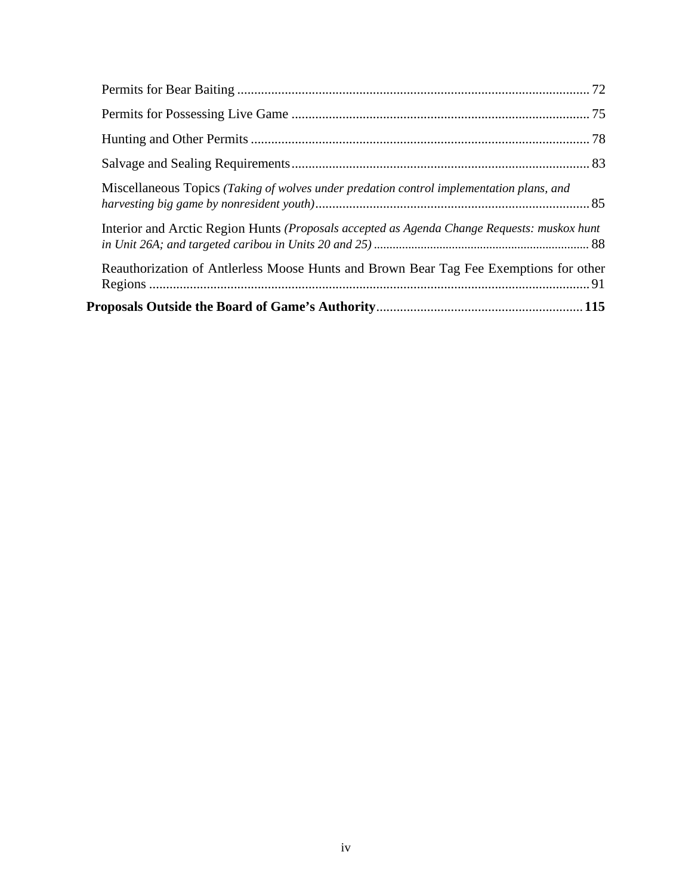Permits for Bear Baiting ........................................................................................................ 72

Permits for Possessing Live Game ........................................................................................ 75

Hunting and Other Permits .................................................................................................... 78

Salvage and Sealing Requirements........................................................................................ 83

Miscellaneous Topics *(Taking of wolves under predation control implementation plans, and harvesting big game by nonresident youth)*.................................................................................. 85

Interior and Arctic Region Hunts *(Proposals accepted as Agenda Change Requests: muskox hunt in Unit 26A; and targeted caribou in Units 20 and 25)* .................................................................... 88

Reauthorization of Antlerless Moose Hunts and Brown Bear Tag Fee Exemptions for other Regions .................................................................................................................................. 91

**Proposals Outside the Board of Game's Authority**............................................................ **115**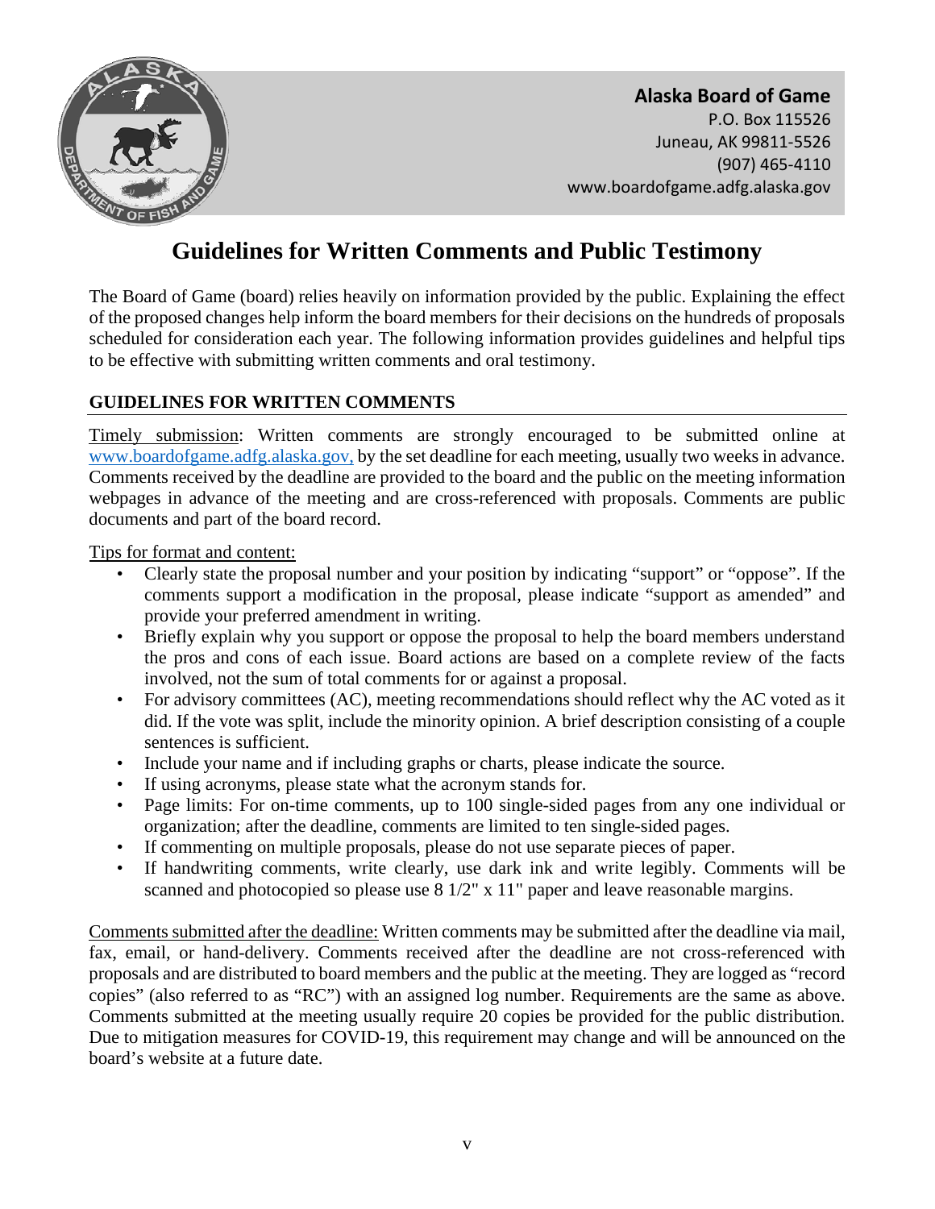**Alaska Board of Game**
P.O. Box 115526
Juneau, AK 99811-5526
(907) 465-4110
www.boardofgame.adfg.alaska.gov

# Guidelines for Written Comments and Public Testimony

The Board of Game (board) relies heavily on information provided by the public. Explaining the effect of the proposed changes help inform the board members for their decisions on the hundreds of proposals scheduled for consideration each year. The following information provides guidelines and helpful tips to be effective with submitting written comments and oral testimony.

## GUIDELINES FOR WRITTEN COMMENTS

Timely submission: Written comments are strongly encouraged to be submitted online at www.boardofgame.adfg.alaska.gov, by the set deadline for each meeting, usually two weeks in advance. Comments received by the deadline are provided to the board and the public on the meeting information webpages in advance of the meeting and are cross-referenced with proposals. Comments are public documents and part of the board record.

Tips for format and content:

- Clearly state the proposal number and your position by indicating "support" or "oppose". If the comments support a modification in the proposal, please indicate "support as amended" and provide your preferred amendment in writing.
- Briefly explain why you support or oppose the proposal to help the board members understand the pros and cons of each issue. Board actions are based on a complete review of the facts involved, not the sum of total comments for or against a proposal.
- For advisory committees (AC), meeting recommendations should reflect why the AC voted as it did. If the vote was split, include the minority opinion. A brief description consisting of a couple sentences is sufficient.
- Include your name and if including graphs or charts, please indicate the source.
- If using acronyms, please state what the acronym stands for.
- Page limits: For on-time comments, up to 100 single-sided pages from any one individual or organization; after the deadline, comments are limited to ten single-sided pages.
- If commenting on multiple proposals, please do not use separate pieces of paper.
- If handwriting comments, write clearly, use dark ink and write legibly. Comments will be scanned and photocopied so please use 8 1/2" x 11" paper and leave reasonable margins.

Comments submitted after the deadline: Written comments may be submitted after the deadline via mail, fax, email, or hand-delivery. Comments received after the deadline are not cross-referenced with proposals and are distributed to board members and the public at the meeting. They are logged as "record copies" (also referred to as "RC") with an assigned log number. Requirements are the same as above. Comments submitted at the meeting usually require 20 copies be provided for the public distribution. Due to mitigation measures for COVID-19, this requirement may change and will be announced on the board's website at a future date.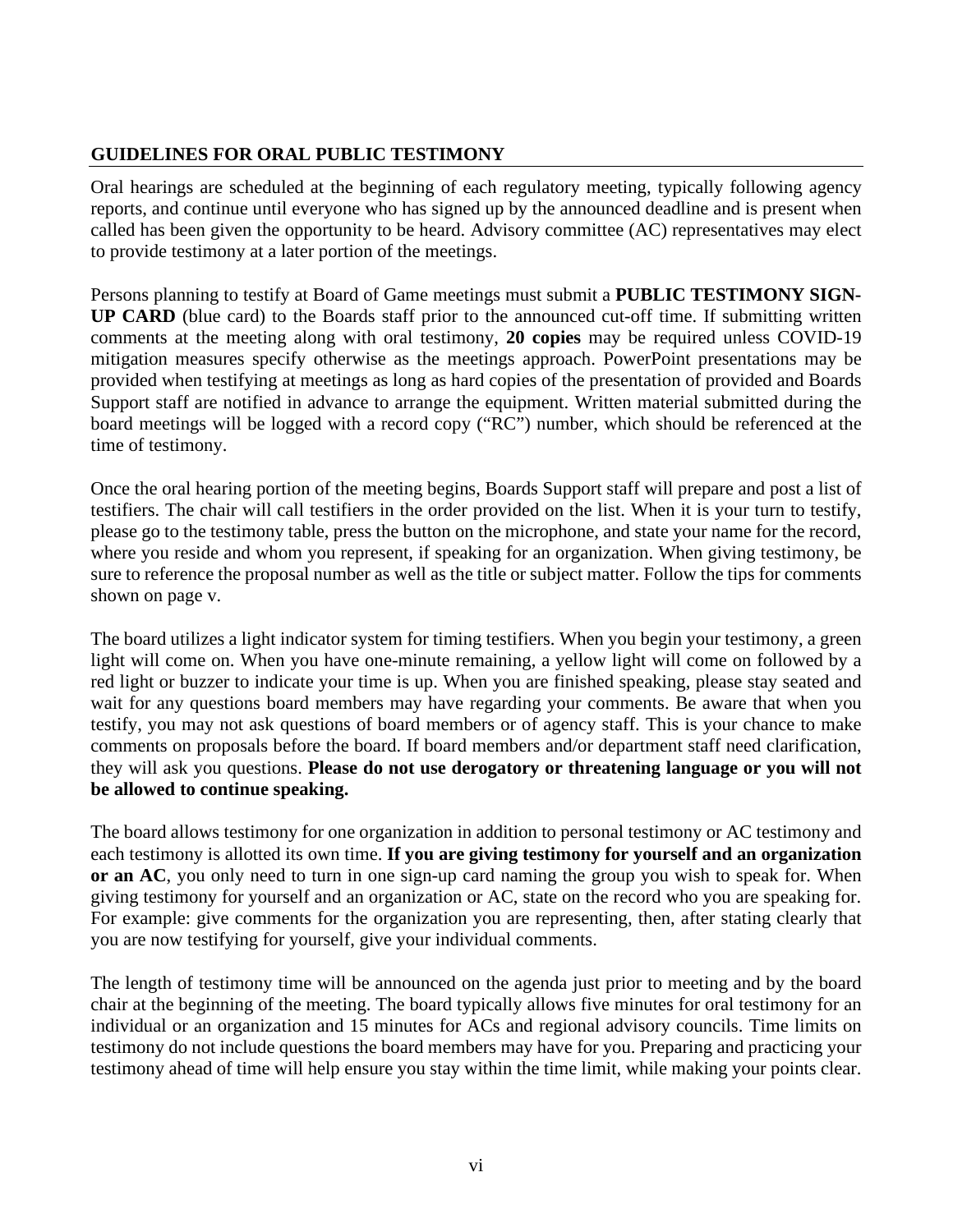## GUIDELINES FOR ORAL PUBLIC TESTIMONY

Oral hearings are scheduled at the beginning of each regulatory meeting, typically following agency reports, and continue until everyone who has signed up by the announced deadline and is present when called has been given the opportunity to be heard. Advisory committee (AC) representatives may elect to provide testimony at a later portion of the meetings.

Persons planning to testify at Board of Game meetings must submit a **PUBLIC TESTIMONY SIGN-UP CARD** (blue card) to the Boards staff prior to the announced cut-off time. If submitting written comments at the meeting along with oral testimony, **20 copies** may be required unless COVID-19 mitigation measures specify otherwise as the meetings approach. PowerPoint presentations may be provided when testifying at meetings as long as hard copies of the presentation of provided and Boards Support staff are notified in advance to arrange the equipment. Written material submitted during the board meetings will be logged with a record copy ("RC") number, which should be referenced at the time of testimony.

Once the oral hearing portion of the meeting begins, Boards Support staff will prepare and post a list of testifiers. The chair will call testifiers in the order provided on the list. When it is your turn to testify, please go to the testimony table, press the button on the microphone, and state your name for the record, where you reside and whom you represent, if speaking for an organization. When giving testimony, be sure to reference the proposal number as well as the title or subject matter. Follow the tips for comments shown on page v.

The board utilizes a light indicator system for timing testifiers. When you begin your testimony, a green light will come on. When you have one-minute remaining, a yellow light will come on followed by a red light or buzzer to indicate your time is up. When you are finished speaking, please stay seated and wait for any questions board members may have regarding your comments. Be aware that when you testify, you may not ask questions of board members or of agency staff. This is your chance to make comments on proposals before the board. If board members and/or department staff need clarification, they will ask you questions. **Please do not use derogatory or threatening language or you will not be allowed to continue speaking.**

The board allows testimony for one organization in addition to personal testimony or AC testimony and each testimony is allotted its own time. **If you are giving testimony for yourself and an organization or an AC**, you only need to turn in one sign-up card naming the group you wish to speak for. When giving testimony for yourself and an organization or AC, state on the record who you are speaking for. For example: give comments for the organization you are representing, then, after stating clearly that you are now testifying for yourself, give your individual comments.

The length of testimony time will be announced on the agenda just prior to meeting and by the board chair at the beginning of the meeting. The board typically allows five minutes for oral testimony for an individual or an organization and 15 minutes for ACs and regional advisory councils. Time limits on testimony do not include questions the board members may have for you. Preparing and practicing your testimony ahead of time will help ensure you stay within the time limit, while making your points clear.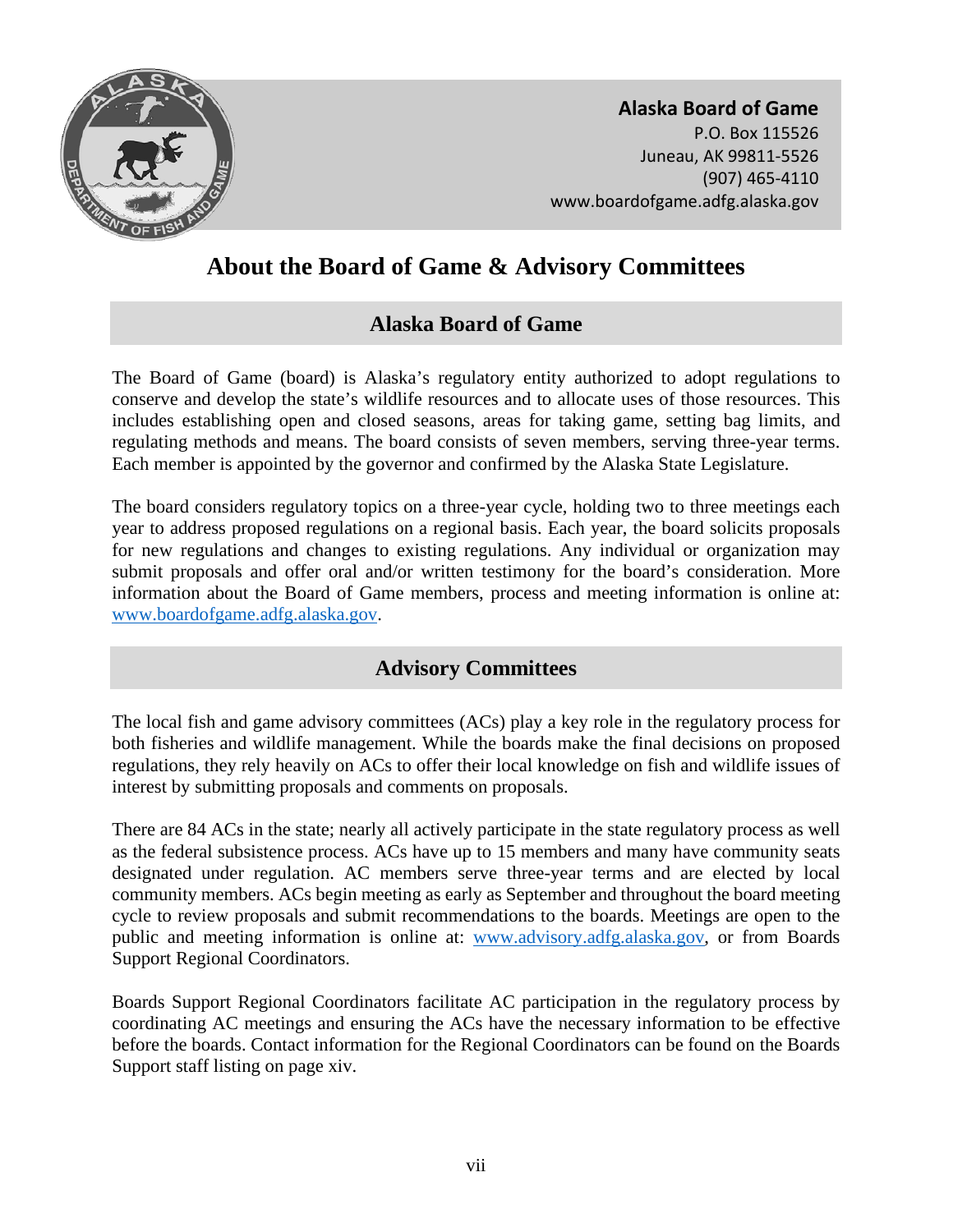**Alaska Board of Game**
P.O. Box 115526
Juneau, AK 99811-5526
(907) 465-4110
www.boardofgame.adfg.alaska.gov

# About the Board of Game & Advisory Committees

## Alaska Board of Game

The Board of Game (board) is Alaska's regulatory entity authorized to adopt regulations to conserve and develop the state's wildlife resources and to allocate uses of those resources. This includes establishing open and closed seasons, areas for taking game, setting bag limits, and regulating methods and means. The board consists of seven members, serving three-year terms. Each member is appointed by the governor and confirmed by the Alaska State Legislature.

The board considers regulatory topics on a three-year cycle, holding two to three meetings each year to address proposed regulations on a regional basis. Each year, the board solicits proposals for new regulations and changes to existing regulations. Any individual or organization may submit proposals and offer oral and/or written testimony for the board's consideration. More information about the Board of Game members, process and meeting information is online at: www.boardofgame.adfg.alaska.gov.

## Advisory Committees

The local fish and game advisory committees (ACs) play a key role in the regulatory process for both fisheries and wildlife management. While the boards make the final decisions on proposed regulations, they rely heavily on ACs to offer their local knowledge on fish and wildlife issues of interest by submitting proposals and comments on proposals.

There are 84 ACs in the state; nearly all actively participate in the state regulatory process as well as the federal subsistence process. ACs have up to 15 members and many have community seats designated under regulation. AC members serve three-year terms and are elected by local community members. ACs begin meeting as early as September and throughout the board meeting cycle to review proposals and submit recommendations to the boards. Meetings are open to the public and meeting information is online at: www.advisory.adfg.alaska.gov, or from Boards Support Regional Coordinators.

Boards Support Regional Coordinators facilitate AC participation in the regulatory process by coordinating AC meetings and ensuring the ACs have the necessary information to be effective before the boards. Contact information for the Regional Coordinators can be found on the Boards Support staff listing on page xiv.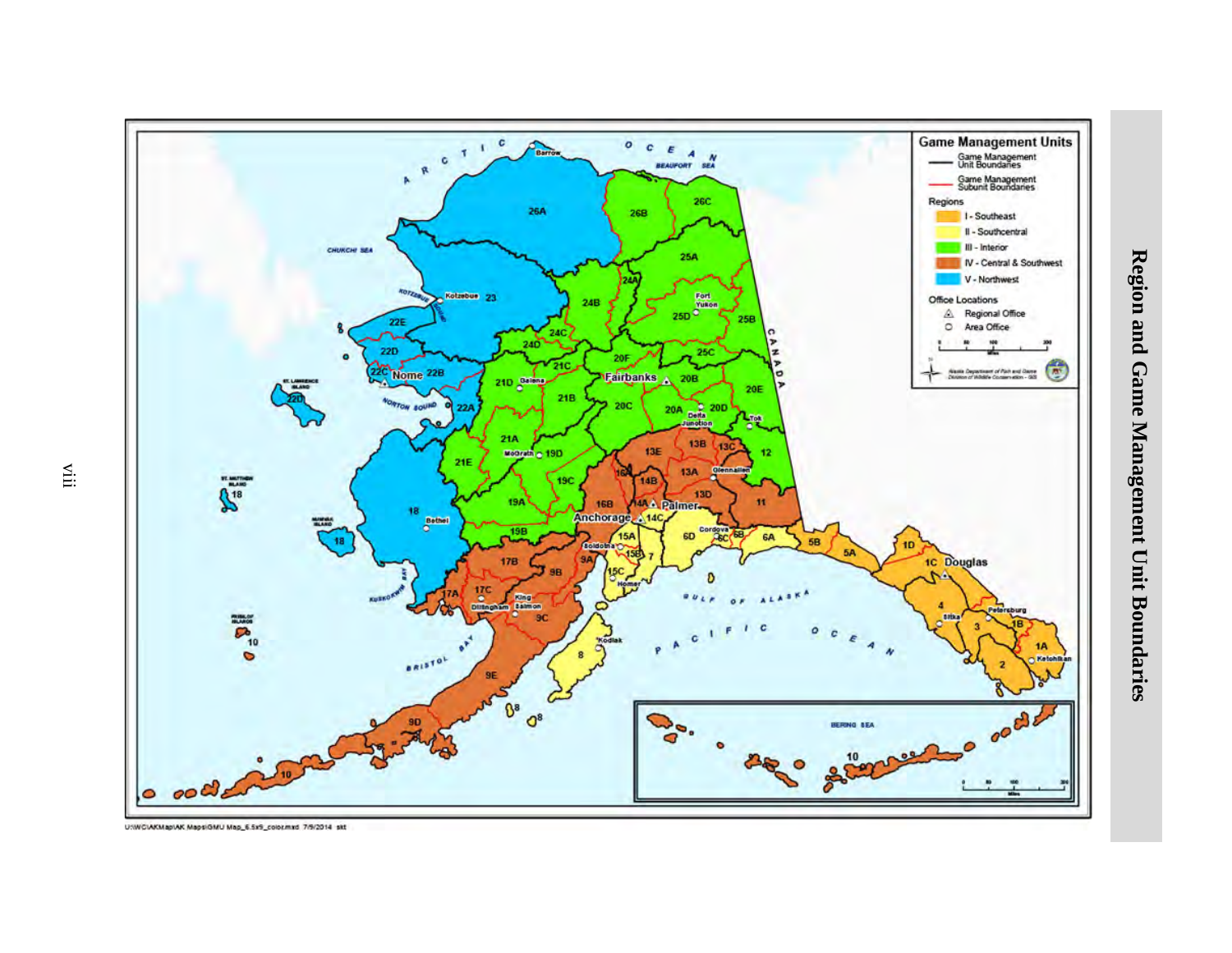# Region and Game Management Unit Boundaries

**Game Management Units**

- Game Management Unit Boundaries
- Game Management Subunit Boundaries

**Regions**

- I - Southeast
- II - Southcentral
- III - Interior
- IV - Central & Southwest
- V - Northwest

**Office Locations**

- Regional Office
- Area Office

U:\WC\AKMap\AK Maps\GMU Map_6.5x9_color.mxd 7/9/2014 skt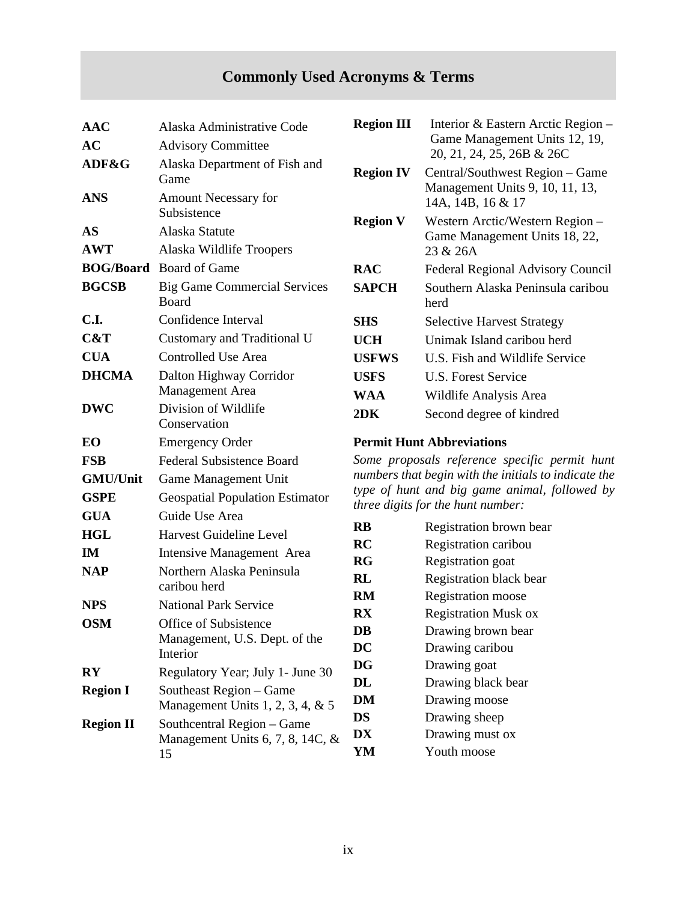# Commonly Used Acronyms & Terms

| | |
|---|---|
| **AAC** | Alaska Administrative Code |
| **AC** | Advisory Committee |
| **ADF&G** | Alaska Department of Fish and Game |
| **ANS** | Amount Necessary for Subsistence |
| **AS** | Alaska Statute |
| **AWT** | Alaska Wildlife Troopers |
| **BOG/Board** | Board of Game |
| **BGCSB** | Big Game Commercial Services Board |
| **C.I.** | Confidence Interval |
| **C&T** | Customary and Traditional U |
| **CUA** | Controlled Use Area |
| **DHCMA** | Dalton Highway Corridor Management Area |
| **DWC** | Division of Wildlife Conservation |
| **EO** | Emergency Order |
| **FSB** | Federal Subsistence Board |
| **GMU/Unit** | Game Management Unit |
| **GSPE** | Geospatial Population Estimator |
| **GUA** | Guide Use Area |
| **HGL** | Harvest Guideline Level |
| **IM** | Intensive Management Area |
| **NAP** | Northern Alaska Peninsula caribou herd |
| **NPS** | National Park Service |
| **OSM** | Office of Subsistence Management, U.S. Dept. of the Interior |
| **RY** | Regulatory Year; July 1- June 30 |
| **Region I** | Southeast Region – Game Management Units 1, 2, 3, 4, & 5 |
| **Region II** | Southcentral Region – Game Management Units 6, 7, 8, 14C, & 15 |
| **Region III** | Interior & Eastern Arctic Region – Game Management Units 12, 19, 20, 21, 24, 25, 26B & 26C |
| **Region IV** | Central/Southwest Region – Game Management Units 9, 10, 11, 13, 14A, 14B, 16 & 17 |
| **Region V** | Western Arctic/Western Region – Game Management Units 18, 22, 23 & 26A |
| **RAC** | Federal Regional Advisory Council |
| **SAPCH** | Southern Alaska Peninsula caribou herd |
| **SHS** | Selective Harvest Strategy |
| **UCH** | Unimak Island caribou herd |
| **USFWS** | U.S. Fish and Wildlife Service |
| **USFS** | U.S. Forest Service |
| **WAA** | Wildlife Analysis Area |
| **2DK** | Second degree of kindred |

**Permit Hunt Abbreviations**

*Some proposals reference specific permit hunt numbers that begin with the initials to indicate the type of hunt and big game animal, followed by three digits for the hunt number:*

| | |
|---|---|
| **RB** | Registration brown bear |
| **RC** | Registration caribou |
| **RG** | Registration goat |
| **RL** | Registration black bear |
| **RM** | Registration moose |
| **RX** | Registration Musk ox |
| **DB** | Drawing brown bear |
| **DC** | Drawing caribou |
| **DG** | Drawing goat |
| **DL** | Drawing black bear |
| **DM** | Drawing moose |
| **DS** | Drawing sheep |
| **DX** | Drawing must ox |
| **YM** | Youth moose |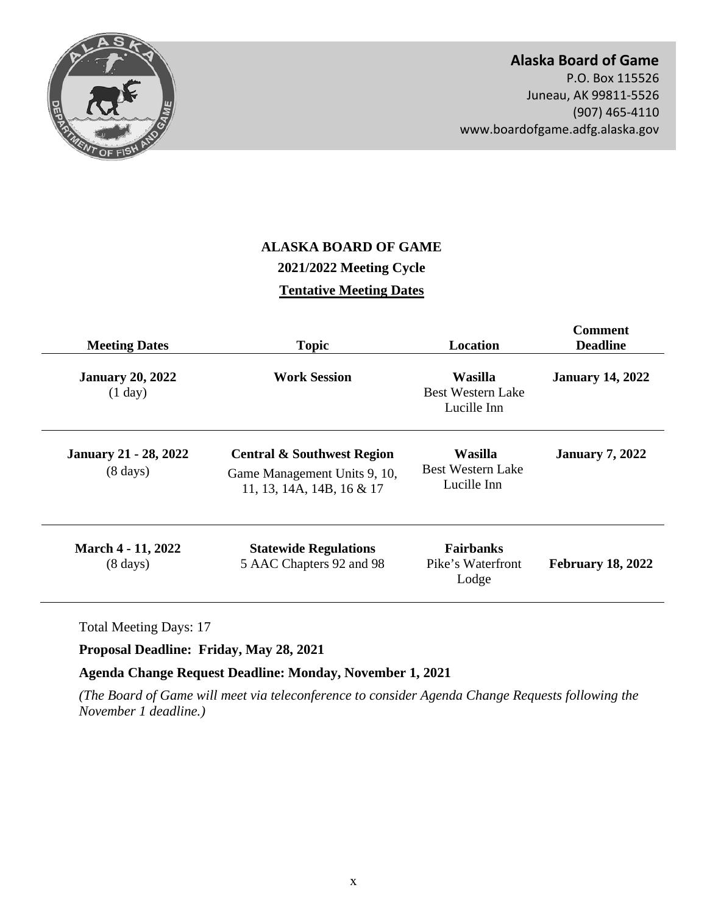**Alaska Board of Game**
P.O. Box 115526
Juneau, AK 99811-5526
(907) 465-4110
www.boardofgame.adfg.alaska.gov

# ALASKA BOARD OF GAME

## 2021/2022 Meeting Cycle

### Tentative Meeting Dates

| Meeting Dates | Topic | Location | Comment Deadline |
|---|---|---|---|
| **January 20, 2022** (1 day) | **Work Session** | **Wasilla** Best Western Lake Lucille Inn | **January 14, 2022** |
| **January 21 - 28, 2022** (8 days) | **Central & Southwest Region** Game Management Units 9, 10, 11, 13, 14A, 14B, 16 & 17 | **Wasilla** Best Western Lake Lucille Inn | **January 7, 2022** |
| **March 4 - 11, 2022** (8 days) | **Statewide Regulations** 5 AAC Chapters 92 and 98 | **Fairbanks** Pike's Waterfront Lodge | **February 18, 2022** |

Total Meeting Days: 17

**Proposal Deadline: Friday, May 28, 2021**

**Agenda Change Request Deadline: Monday, November 1, 2021**

*(The Board of Game will meet via teleconference to consider Agenda Change Requests following the November 1 deadline.)*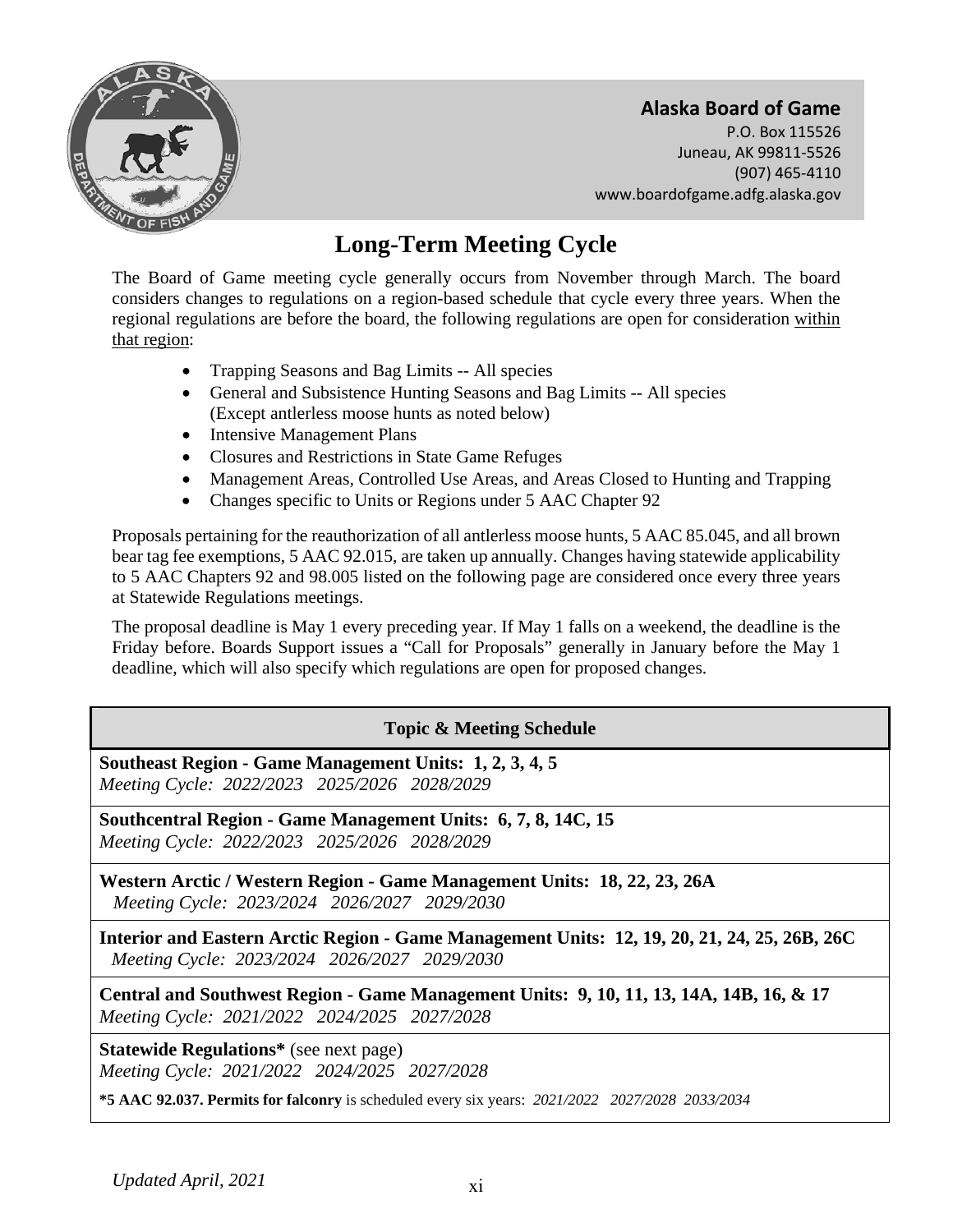**Alaska Board of Game**
P.O. Box 115526
Juneau, AK 99811-5526
(907) 465-4110
www.boardofgame.adfg.alaska.gov

# Long-Term Meeting Cycle

The Board of Game meeting cycle generally occurs from November through March. The board considers changes to regulations on a region-based schedule that cycle every three years. When the regional regulations are before the board, the following regulations are open for consideration within that region:

- Trapping Seasons and Bag Limits -- All species
- General and Subsistence Hunting Seasons and Bag Limits -- All species (Except antlerless moose hunts as noted below)
- Intensive Management Plans
- Closures and Restrictions in State Game Refuges
- Management Areas, Controlled Use Areas, and Areas Closed to Hunting and Trapping
- Changes specific to Units or Regions under 5 AAC Chapter 92

Proposals pertaining for the reauthorization of all antlerless moose hunts, 5 AAC 85.045, and all brown bear tag fee exemptions, 5 AAC 92.015, are taken up annually. Changes having statewide applicability to 5 AAC Chapters 92 and 98.005 listed on the following page are considered once every three years at Statewide Regulations meetings.

The proposal deadline is May 1 every preceding year. If May 1 falls on a weekend, the deadline is the Friday before. Boards Support issues a "Call for Proposals" generally in January before the May 1 deadline, which will also specify which regulations are open for proposed changes.

| Topic & Meeting Schedule |
|---|
| **Southeast Region - Game Management Units: 1, 2, 3, 4, 5**<br>*Meeting Cycle: 2022/2023 2025/2026 2028/2029* |
| **Southcentral Region - Game Management Units: 6, 7, 8, 14C, 15**<br>*Meeting Cycle: 2022/2023 2025/2026 2028/2029* |
| **Western Arctic / Western Region - Game Management Units: 18, 22, 23, 26A**<br>*Meeting Cycle: 2023/2024 2026/2027 2029/2030* |
| **Interior and Eastern Arctic Region - Game Management Units: 12, 19, 20, 21, 24, 25, 26B, 26C**<br>*Meeting Cycle: 2023/2024 2026/2027 2029/2030* |
| **Central and Southwest Region - Game Management Units: 9, 10, 11, 13, 14A, 14B, 16, & 17**<br>*Meeting Cycle: 2021/2022 2024/2025 2027/2028* |
| **Statewide Regulations*** (see next page)<br>*Meeting Cycle: 2021/2022 2024/2025 2027/2028*<br>**\*5 AAC 92.037. Permits for falconry** is scheduled every six years: *2021/2022 2027/2028 2033/2034* |

*Updated April, 2021*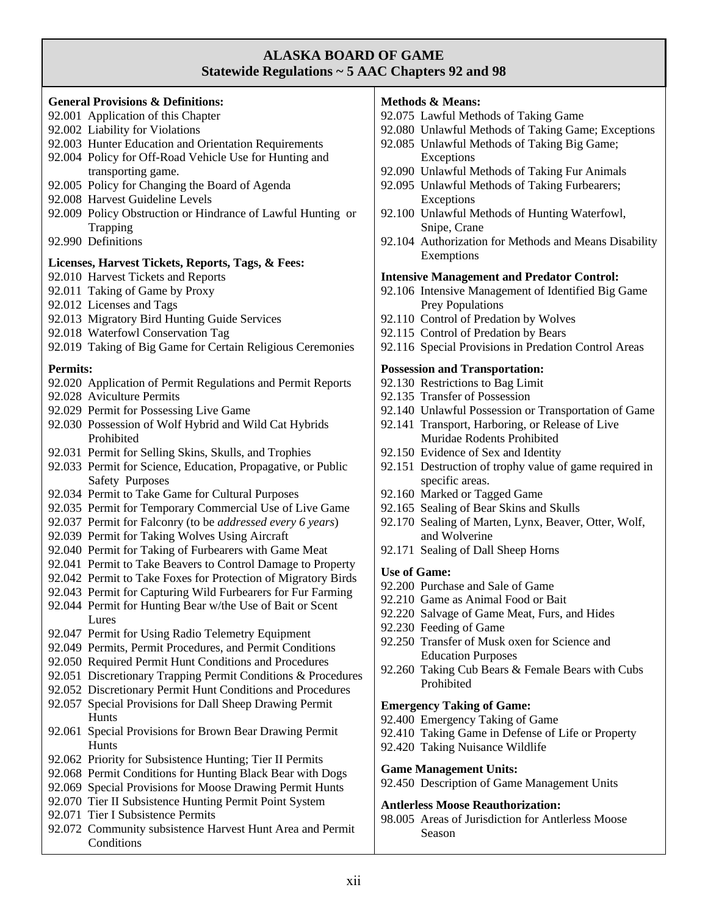# ALASKA BOARD OF GAME
## Statewide Regulations ~ 5 AAC Chapters 92 and 98

**General Provisions & Definitions:**
- 92.001 Application of this Chapter
- 92.002 Liability for Violations
- 92.003 Hunter Education and Orientation Requirements
- 92.004 Policy for Off-Road Vehicle Use for Hunting and transporting game.
- 92.005 Policy for Changing the Board of Agenda
- 92.008 Harvest Guideline Levels
- 92.009 Policy Obstruction or Hindrance of Lawful Hunting or Trapping
- 92.990 Definitions

**Licenses, Harvest Tickets, Reports, Tags, & Fees:**
- 92.010 Harvest Tickets and Reports
- 92.011 Taking of Game by Proxy
- 92.012 Licenses and Tags
- 92.013 Migratory Bird Hunting Guide Services
- 92.018 Waterfowl Conservation Tag
- 92.019 Taking of Big Game for Certain Religious Ceremonies

**Permits:**
- 92.020 Application of Permit Regulations and Permit Reports
- 92.028 Aviculture Permits
- 92.029 Permit for Possessing Live Game
- 92.030 Possession of Wolf Hybrid and Wild Cat Hybrids Prohibited
- 92.031 Permit for Selling Skins, Skulls, and Trophies
- 92.033 Permit for Science, Education, Propagative, or Public Safety Purposes
- 92.034 Permit to Take Game for Cultural Purposes
- 92.035 Permit for Temporary Commercial Use of Live Game
- 92.037 Permit for Falconry (to be *addressed every 6 years*)
- 92.039 Permit for Taking Wolves Using Aircraft
- 92.040 Permit for Taking of Furbearers with Game Meat
- 92.041 Permit to Take Beavers to Control Damage to Property
- 92.042 Permit to Take Foxes for Protection of Migratory Birds
- 92.043 Permit for Capturing Wild Furbearers for Fur Farming
- 92.044 Permit for Hunting Bear w/the Use of Bait or Scent Lures
- 92.047 Permit for Using Radio Telemetry Equipment
- 92.049 Permits, Permit Procedures, and Permit Conditions
- 92.050 Required Permit Hunt Conditions and Procedures
- 92.051 Discretionary Trapping Permit Conditions & Procedures
- 92.052 Discretionary Permit Hunt Conditions and Procedures
- 92.057 Special Provisions for Dall Sheep Drawing Permit Hunts
- 92.061 Special Provisions for Brown Bear Drawing Permit Hunts
- 92.062 Priority for Subsistence Hunting; Tier II Permits
- 92.068 Permit Conditions for Hunting Black Bear with Dogs
- 92.069 Special Provisions for Moose Drawing Permit Hunts
- 92.070 Tier II Subsistence Hunting Permit Point System
- 92.071 Tier I Subsistence Permits
- 92.072 Community subsistence Harvest Hunt Area and Permit Conditions

**Methods & Means:**
- 92.075 Lawful Methods of Taking Game
- 92.080 Unlawful Methods of Taking Game; Exceptions
- 92.085 Unlawful Methods of Taking Big Game; Exceptions
- 92.090 Unlawful Methods of Taking Fur Animals
- 92.095 Unlawful Methods of Taking Furbearers; Exceptions
- 92.100 Unlawful Methods of Hunting Waterfowl, Snipe, Crane
- 92.104 Authorization for Methods and Means Disability Exemptions

**Intensive Management and Predator Control:**
- 92.106 Intensive Management of Identified Big Game Prey Populations
- 92.110 Control of Predation by Wolves
- 92.115 Control of Predation by Bears
- 92.116 Special Provisions in Predation Control Areas

**Possession and Transportation:**
- 92.130 Restrictions to Bag Limit
- 92.135 Transfer of Possession
- 92.140 Unlawful Possession or Transportation of Game
- 92.141 Transport, Harboring, or Release of Live Muridae Rodents Prohibited
- 92.150 Evidence of Sex and Identity
- 92.151 Destruction of trophy value of game required in specific areas.
- 92.160 Marked or Tagged Game
- 92.165 Sealing of Bear Skins and Skulls
- 92.170 Sealing of Marten, Lynx, Beaver, Otter, Wolf, and Wolverine
- 92.171 Sealing of Dall Sheep Horns

**Use of Game:**
- 92.200 Purchase and Sale of Game
- 92.210 Game as Animal Food or Bait
- 92.220 Salvage of Game Meat, Furs, and Hides
- 92.230 Feeding of Game
- 92.250 Transfer of Musk oxen for Science and Education Purposes
- 92.260 Taking Cub Bears & Female Bears with Cubs Prohibited

**Emergency Taking of Game:**
- 92.400 Emergency Taking of Game
- 92.410 Taking Game in Defense of Life or Property
- 92.420 Taking Nuisance Wildlife

**Game Management Units:**
- 92.450 Description of Game Management Units

**Antlerless Moose Reauthorization:**
- 98.005 Areas of Jurisdiction for Antlerless Moose Season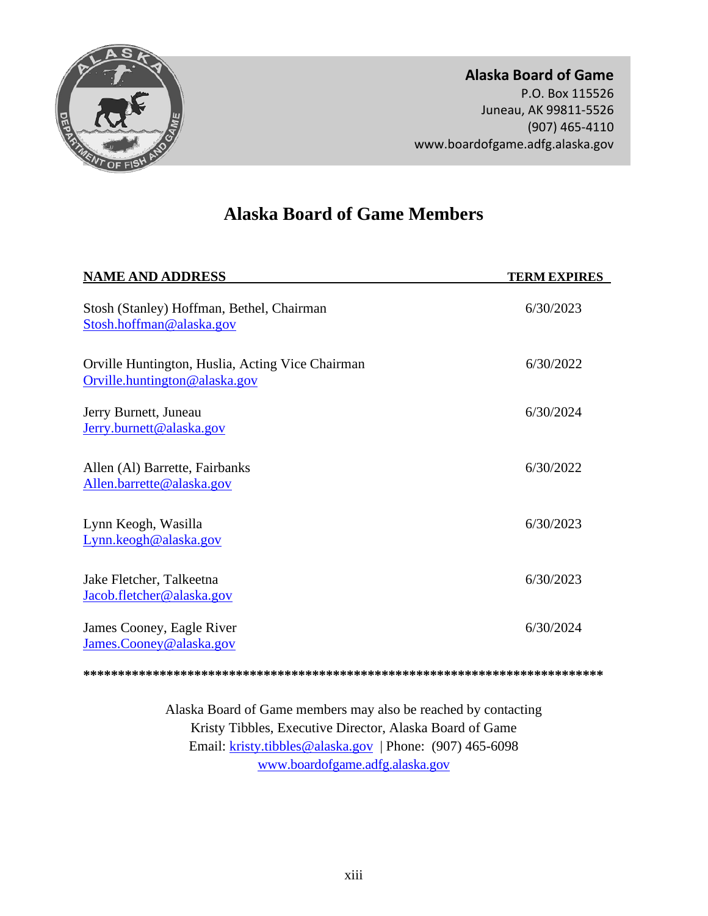**Alaska Board of Game**
P.O. Box 115526
Juneau, AK 99811-5526
(907) 465-4110
www.boardofgame.adfg.alaska.gov

# Alaska Board of Game Members

| NAME AND ADDRESS | TERM EXPIRES |
|---|---|
| Stosh (Stanley) Hoffman, Bethel, Chairman<br>Stosh.hoffman@alaska.gov | 6/30/2023 |
| Orville Huntington, Huslia, Acting Vice Chairman<br>Orville.huntington@alaska.gov | 6/30/2022 |
| Jerry Burnett, Juneau<br>Jerry.burnett@alaska.gov | 6/30/2024 |
| Allen (Al) Barrette, Fairbanks<br>Allen.barrette@alaska.gov | 6/30/2022 |
| Lynn Keogh, Wasilla<br>Lynn.keogh@alaska.gov | 6/30/2023 |
| Jake Fletcher, Talkeetna<br>Jacob.fletcher@alaska.gov | 6/30/2023 |
| James Cooney, Eagle River<br>James.Cooney@alaska.gov | 6/30/2024 |

**\*\*\*\*\*\*\*\*\*\*\*\*\*\*\*\*\*\*\*\*\*\*\*\*\*\*\*\*\*\*\*\*\*\*\*\*\*\*\*\*\*\*\*\*\*\*\*\*\*\*\*\*\*\*\*\*\*\*\*\*\*\*\*\*\*\*\*\*\*\*\*\*\*\*\*\*\***

Alaska Board of Game members may also be reached by contacting
Kristy Tibbles, Executive Director, Alaska Board of Game
Email: kristy.tibbles@alaska.gov | Phone: (907) 465-6098
www.boardofgame.adfg.alaska.gov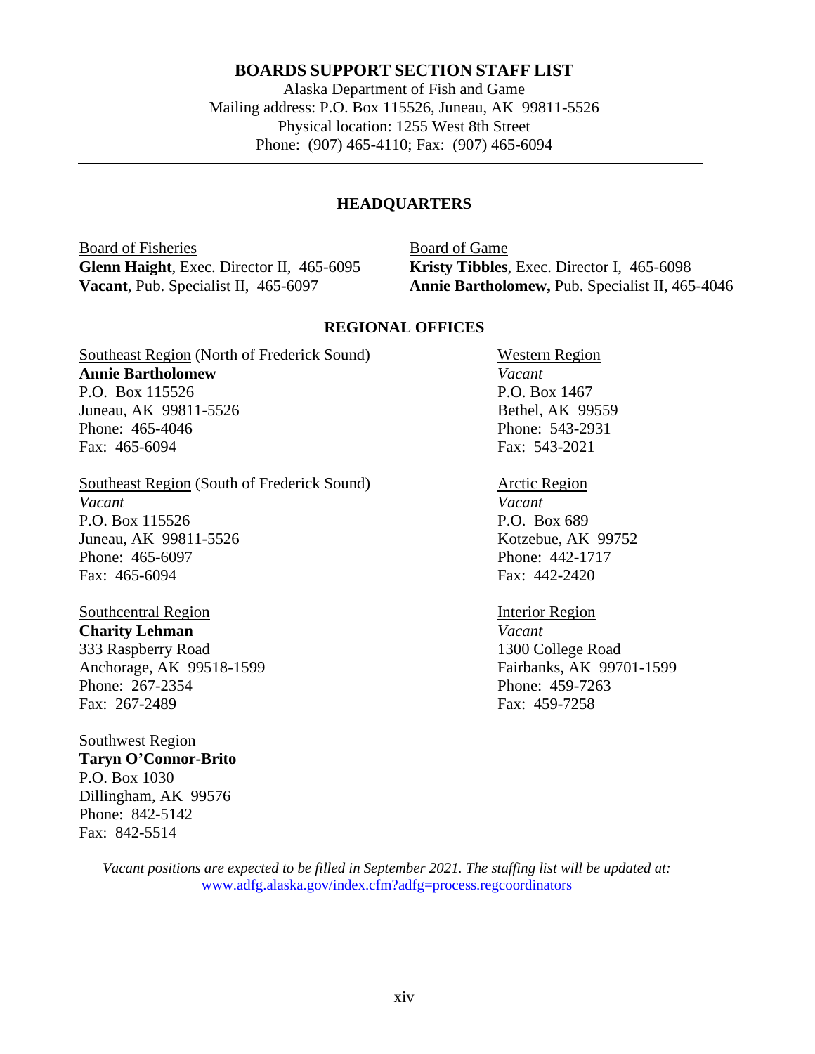## BOARDS SUPPORT SECTION STAFF LIST

Alaska Department of Fish and Game
Mailing address: P.O. Box 115526, Juneau, AK 99811-5526
Physical location: 1255 West 8th Street
Phone: (907) 465-4110; Fax: (907) 465-6094

---

### HEADQUARTERS

Board of Fisheries
**Glenn Haight**, Exec. Director II, 465-6095
**Vacant**, Pub. Specialist II, 465-6097

Board of Game
**Kristy Tibbles**, Exec. Director I, 465-6098
**Annie Bartholomew,** Pub. Specialist II, 465-4046

### REGIONAL OFFICES

Southeast Region (North of Frederick Sound)
**Annie Bartholomew**
P.O. Box 115526
Juneau, AK 99811-5526
Phone: 465-4046
Fax: 465-6094

Southeast Region (South of Frederick Sound)
*Vacant*
P.O. Box 115526
Juneau, AK 99811-5526
Phone: 465-6097
Fax: 465-6094

Southcentral Region
**Charity Lehman**
333 Raspberry Road
Anchorage, AK 99518-1599
Phone: 267-2354
Fax: 267-2489

Southwest Region
**Taryn O'Connor-Brito**
P.O. Box 1030
Dillingham, AK 99576
Phone: 842-5142
Fax: 842-5514

Western Region
*Vacant*
P.O. Box 1467
Bethel, AK 99559
Phone: 543-2931
Fax: 543-2021

Arctic Region
*Vacant*
P.O. Box 689
Kotzebue, AK 99752
Phone: 442-1717
Fax: 442-2420

Interior Region
*Vacant*
1300 College Road
Fairbanks, AK 99701-1599
Phone: 459-7263
Fax: 459-7258

*Vacant positions are expected to be filled in September 2021. The staffing list will be updated at:*
www.adfg.alaska.gov/index.cfm?adfg=process.regcoordinators